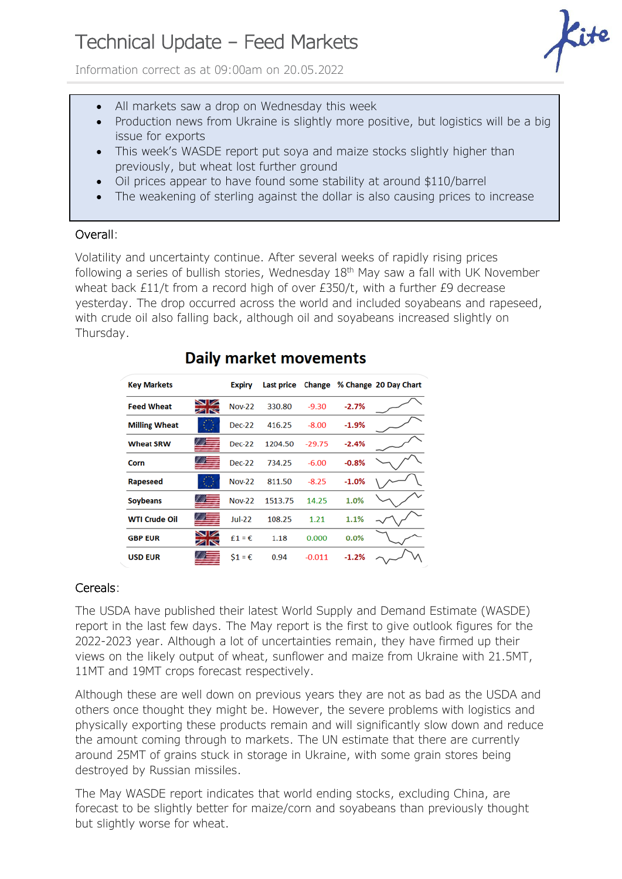# Technical Update – Feed Markets

Information correct as at 09:00am on 20.05.2022

- All markets saw a drop on Wednesday this week
- Production news from Ukraine is slightly more positive, but logistics will be a big issue for exports
- This week's WASDE report put soya and maize stocks slightly higher than previously, but wheat lost further ground
- Oil prices appear to have found some stability at around $110/barrel
- The weakening of sterling against the dollar is also causing prices to increase

Overall:

Volatility and uncertainty continue. After several weeks of rapidly rising prices following a series of bullish stories, Wednesday 18th May saw a fall with UK November wheat back £11/t from a record high of over £350/t, with a further £9 decrease yesterday. The drop occurred across the world and included soyabeans and rapeseed, with crude oil also falling back, although oil and soyabeans increased slightly on Thursday.

**Daily market movements**

| Key Markets | | Expiry | Last price | Change | % Change | 20 Day Chart |
|---|---|---|---|---|---|---|
| Feed Wheat | | Nov-22 | 330.80 | -9.30 | -2.7% | |
| Milling Wheat | | Dec-22 | 416.25 | -8.00 | -1.9% | |
| Wheat SRW | | Dec-22 | 1204.50 | -29.75 | -2.4% | |
| Corn | | Dec-22 | 734.25 | -6.00 | -0.8% | |
| Rapeseed | | Nov-22 | 811.50 | -8.25 | -1.0% | |
| Soybeans | | Nov-22 | 1513.75 | 14.25 | 1.0% | |
| WTI Crude Oil | | Jul-22 | 108.25 | 1.21 | 1.1% | |
| GBP EUR | | £1 = € | 1.18 | 0.000 | 0.0% | |
| USD EUR | | $1 = € | 0.94 | -0.011 | -1.2% | |

Cereals:

The USDA have published their latest World Supply and Demand Estimate (WASDE) report in the last few days. The May report is the first to give outlook figures for the 2022-2023 year. Although a lot of uncertainties remain, they have firmed up their views on the likely output of wheat, sunflower and maize from Ukraine with 21.5MT, 11MT and 19MT crops forecast respectively.

Although these are well down on previous years they are not as bad as the USDA and others once thought they might be. However, the severe problems with logistics and physically exporting these products remain and will significantly slow down and reduce the amount coming through to markets. The UN estimate that there are currently around 25MT of grains stuck in storage in Ukraine, with some grain stores being destroyed by Russian missiles.

The May WASDE report indicates that world ending stocks, excluding China, are forecast to be slightly better for maize/corn and soyabeans than previously thought but slightly worse for wheat.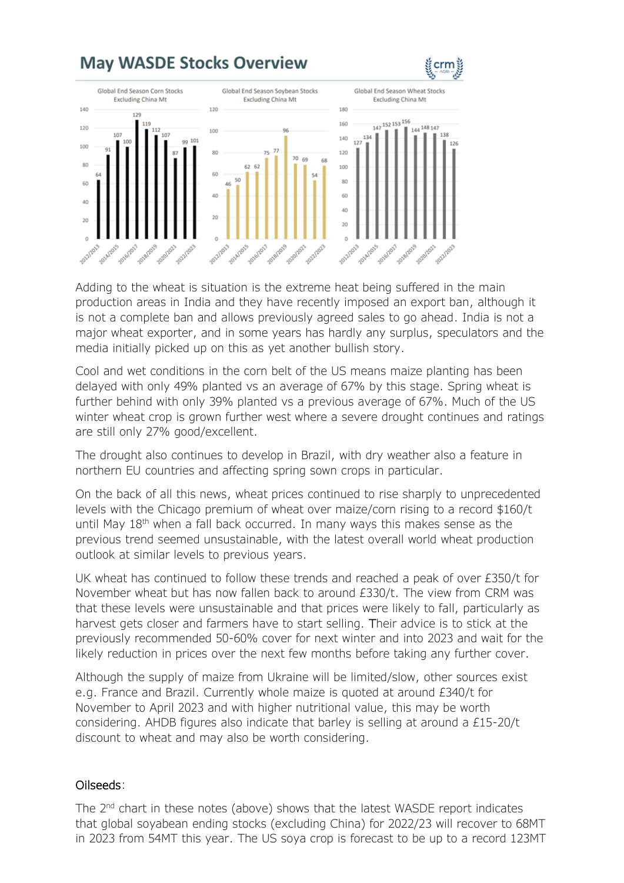## May WASDE Stocks Overview

Global End Season Corn Stocks Excluding China Mt

| Season | Mt |
|---|---|
| 2012/2013 | 64 |
| 2013/2014 | 91 |
| 2014/2015 | 107 |
| 2015/2016 | 100 |
| 2016/2017 | 129 |
| 2017/2018 | 119 |
| 2018/2019 | 112 |
| 2019/2020 | 107 |
| 2020/2021 | 87 |
| 2021/2022 | 99 |
| 2022/2023 | 101 |

Global End Season Soybean Stocks Excluding China Mt

| Season | Mt |
|---|---|
| 2012/2013 | 46 |
| 2013/2014 | 50 |
| 2014/2015 | 62 |
| 2015/2016 | 62 |
| 2016/2017 | 75 |
| 2017/2018 | 77 |
| 2018/2019 | 96 |
| 2019/2020 | 70 |
| 2020/2021 | 69 |
| 2021/2022 | 54 |
| 2022/2023 | 68 |

Global End Season Wheat Stocks Excluding China Mt

| Season | Mt |
|---|---|
| 2012/2013 | 127 |
| 2013/2014 | 134 |
| 2014/2015 | 147 |
| 2015/2016 | 152 |
| 2016/2017 | 153 |
| 2017/2018 | 156 |
| 2018/2019 | 144 |
| 2019/2020 | 148 |
| 2020/2021 | 147 |
| 2021/2022 | 138 |
| 2022/2023 | 126 |

Adding to the wheat is situation is the extreme heat being suffered in the main production areas in India and they have recently imposed an export ban, although it is not a complete ban and allows previously agreed sales to go ahead. India is not a major wheat exporter, and in some years has hardly any surplus, speculators and the media initially picked up on this as yet another bullish story.

Cool and wet conditions in the corn belt of the US means maize planting has been delayed with only 49% planted vs an average of 67% by this stage. Spring wheat is further behind with only 39% planted vs a previous average of 67%. Much of the US winter wheat crop is grown further west where a severe drought continues and ratings are still only 27% good/excellent.

The drought also continues to develop in Brazil, with dry weather also a feature in northern EU countries and affecting spring sown crops in particular.

On the back of all this news, wheat prices continued to rise sharply to unprecedented levels with the Chicago premium of wheat over maize/corn rising to a record $160/t until May 18th when a fall back occurred. In many ways this makes sense as the previous trend seemed unsustainable, with the latest overall world wheat production outlook at similar levels to previous years.

UK wheat has continued to follow these trends and reached a peak of over £350/t for November wheat but has now fallen back to around £330/t. The view from CRM was that these levels were unsustainable and that prices were likely to fall, particularly as harvest gets closer and farmers have to start selling. Their advice is to stick at the previously recommended 50-60% cover for next winter and into 2023 and wait for the likely reduction in prices over the next few months before taking any further cover.

Although the supply of maize from Ukraine will be limited/slow, other sources exist e.g. France and Brazil. Currently whole maize is quoted at around £340/t for November to April 2023 and with higher nutritional value, this may be worth considering. AHDB figures also indicate that barley is selling at around a £15-20/t discount to wheat and may also be worth considering.

### Oilseeds:

The 2nd chart in these notes (above) shows that the latest WASDE report indicates that global soyabean ending stocks (excluding China) for 2022/23 will recover to 68MT in 2023 from 54MT this year. The US soya crop is forecast to be up to a record 123MT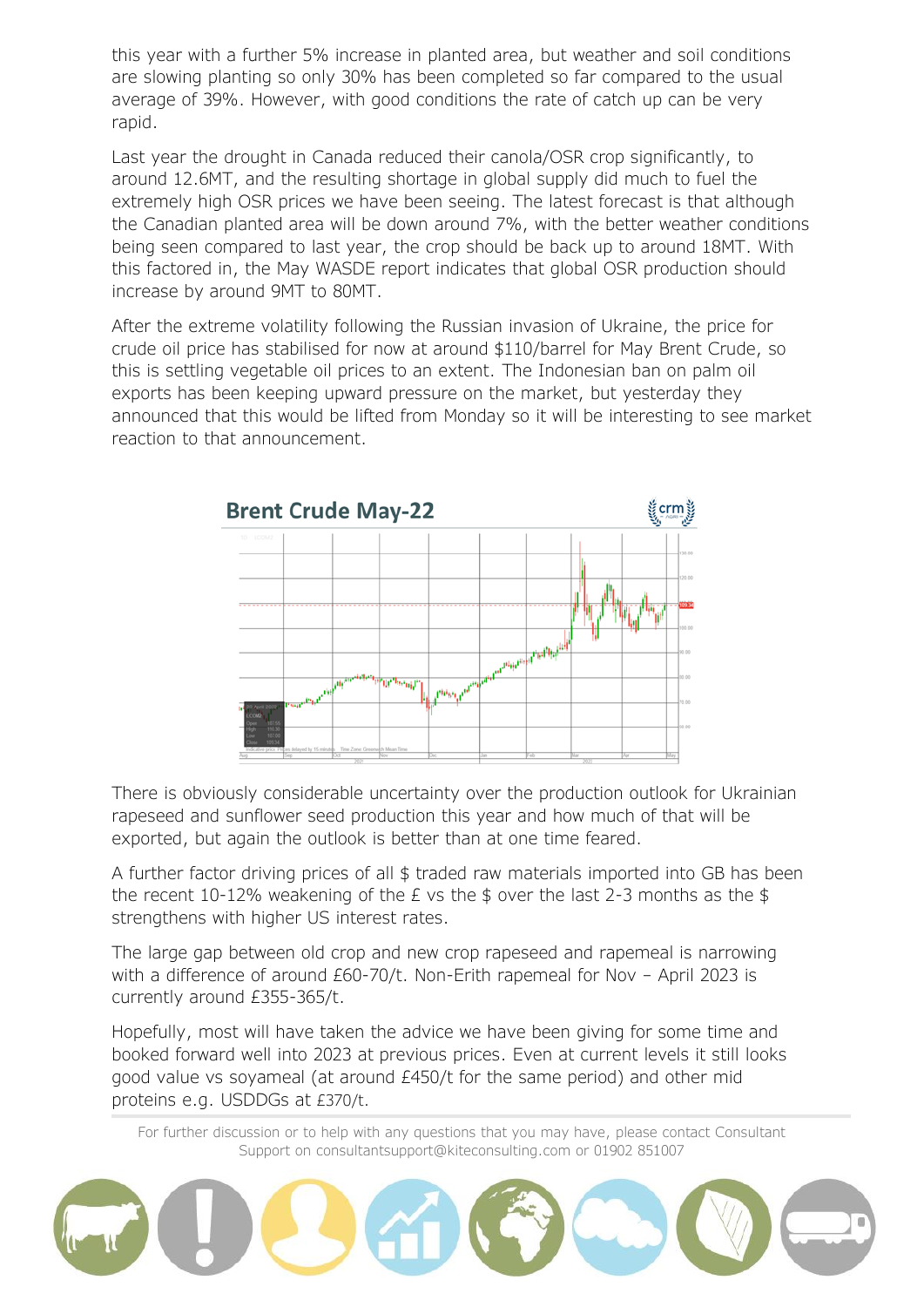this year with a further 5% increase in planted area, but weather and soil conditions are slowing planting so only 30% has been completed so far compared to the usual average of 39%. However, with good conditions the rate of catch up can be very rapid.

Last year the drought in Canada reduced their canola/OSR crop significantly, to around 12.6MT, and the resulting shortage in global supply did much to fuel the extremely high OSR prices we have been seeing. The latest forecast is that although the Canadian planted area will be down around 7%, with the better weather conditions being seen compared to last year, the crop should be back up to around 18MT. With this factored in, the May WASDE report indicates that global OSR production should increase by around 9MT to 80MT.

After the extreme volatility following the Russian invasion of Ukraine, the price for crude oil price has stabilised for now at around $110/barrel for May Brent Crude, so this is settling vegetable oil prices to an extent. The Indonesian ban on palm oil exports has been keeping upward pressure on the market, but yesterday they announced that this would be lifted from Monday so it will be interesting to see market reaction to that announcement.

Brent Crude May-22

There is obviously considerable uncertainty over the production outlook for Ukrainian rapeseed and sunflower seed production this year and how much of that will be exported, but again the outlook is better than at one time feared.

A further factor driving prices of all $ traded raw materials imported into GB has been the recent 10-12% weakening of the £ vs the $ over the last 2-3 months as the $ strengthens with higher US interest rates.

The large gap between old crop and new crop rapeseed and rapemeal is narrowing with a difference of around £60-70/t. Non-Erith rapemeal for Nov – April 2023 is currently around £355-365/t.

Hopefully, most will have taken the advice we have been giving for some time and booked forward well into 2023 at previous prices. Even at current levels it still looks good value vs soyameal (at around £450/t for the same period) and other mid proteins e.g. USDDGs at £370/t.

For further discussion or to help with any questions that you may have, please contact Consultant Support on consultantsupport@kiteconsulting.com or 01902 851007